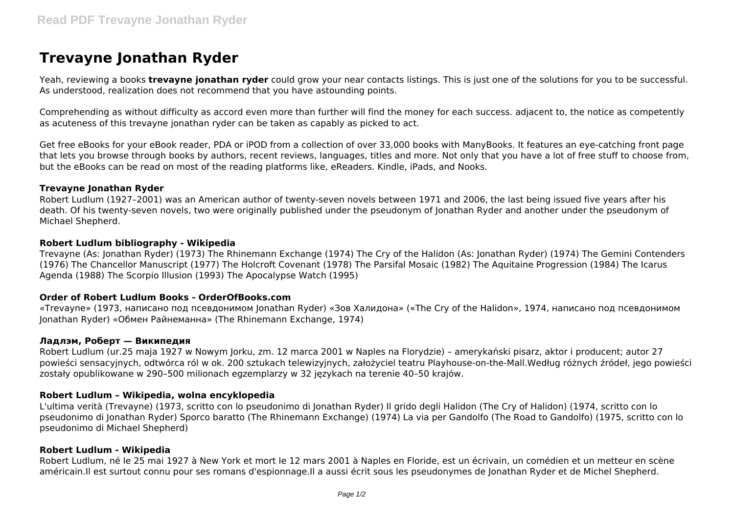# Trevayne Jonathan Ryder

Yeah, reviewing a books **trevayne jonathan ryder** could grow your near contacts listings. This is just one of the solutions for you to be successful. As understood, realization does not recommend that you have astounding points.

Comprehending as without difficulty as accord even more than further will find the money for each success. adjacent to, the notice as competently as acuteness of this trevayne jonathan ryder can be taken as capably as picked to act.

Get free eBooks for your eBook reader, PDA or iPOD from a collection of over 33,000 books with ManyBooks. It features an eye-catching front page that lets you browse through books by authors, recent reviews, languages, titles and more. Not only that you have a lot of free stuff to choose from, but the eBooks can be read on most of the reading platforms like, eReaders. Kindle, iPads, and Nooks.

### Trevayne Jonathan Ryder

Robert Ludlum (1927–2001) was an American author of twenty-seven novels between 1971 and 2006, the last being issued five years after his death. Of his twenty-seven novels, two were originally published under the pseudonym of Jonathan Ryder and another under the pseudonym of Michael Shepherd.

### Robert Ludlum bibliography - Wikipedia

Trevayne (As: Jonathan Ryder) (1973) The Rhinemann Exchange (1974) The Cry of the Halidon (As: Jonathan Ryder) (1974) The Gemini Contenders (1976) The Chancellor Manuscript (1977) The Holcroft Covenant (1978) The Parsifal Mosaic (1982) The Aquitaine Progression (1984) The Icarus Agenda (1988) The Scorpio Illusion (1993) The Apocalypse Watch (1995)

### Order of Robert Ludlum Books - OrderOfBooks.com

«Trevayne» (1973, написано под псевдонимом Jonathan Ryder) «Зов Халидона» («The Cry of the Halidon», 1974, написано под псевдонимом Jonathan Ryder) «Обмен Райнеманна» (The Rhinemann Exchange, 1974)

### Ладлэм, Роберт — Википедия

Robert Ludlum (ur.25 maja 1927 w Nowym Jorku, zm. 12 marca 2001 w Naples na Florydzie) – amerykański pisarz, aktor i producent; autor 27 powieści sensacyjnych, odtwórca ról w ok. 200 sztukach telewizyjnych, założyciel teatru Playhouse-on-the-Mall.Według różnych źródeł, jego powieści zostały opublikowane w 290–500 milionach egzemplarzy w 32 językach na terenie 40–50 krajów.

### Robert Ludlum – Wikipedia, wolna encyklopedia

L'ultima verità (Trevayne) (1973, scritto con lo pseudonimo di Jonathan Ryder) Il grido degli Halidon (The Cry of Halidon) (1974, scritto con lo pseudonimo di Jonathan Ryder) Sporco baratto (The Rhinemann Exchange) (1974) La via per Gandolfo (The Road to Gandolfo) (1975, scritto con lo pseudonimo di Michael Shepherd)

### Robert Ludlum - Wikipedia

Robert Ludlum, né le 25 mai 1927 à New York et mort le 12 mars 2001 à Naples en Floride, est un écrivain, un comédien et un metteur en scène américain.Il est surtout connu pour ses romans d'espionnage.Il a aussi écrit sous les pseudonymes de Jonathan Ryder et de Michel Shepherd.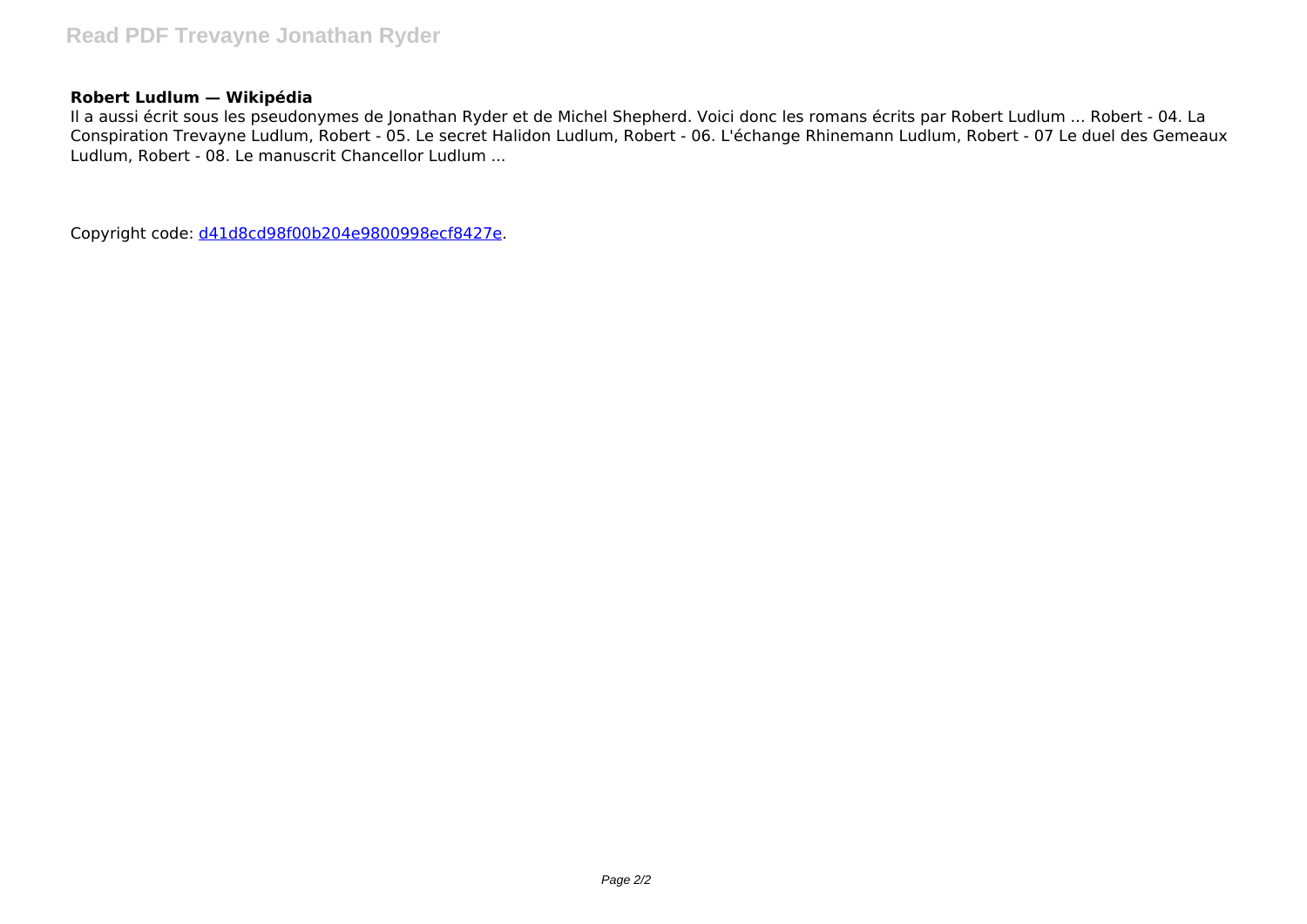**Robert Ludlum — Wikipédia**

Il a aussi écrit sous les pseudonymes de Jonathan Ryder et de Michel Shepherd. Voici donc les romans écrits par Robert Ludlum ... Robert - 04. La Conspiration Trevayne Ludlum, Robert - 05. Le secret Halidon Ludlum, Robert - 06. L'échange Rhinemann Ludlum, Robert - 07 Le duel des Gemeaux Ludlum, Robert - 08. Le manuscrit Chancellor Ludlum ...

Copyright code: d41d8cd98f00b204e9800998ecf8427e.